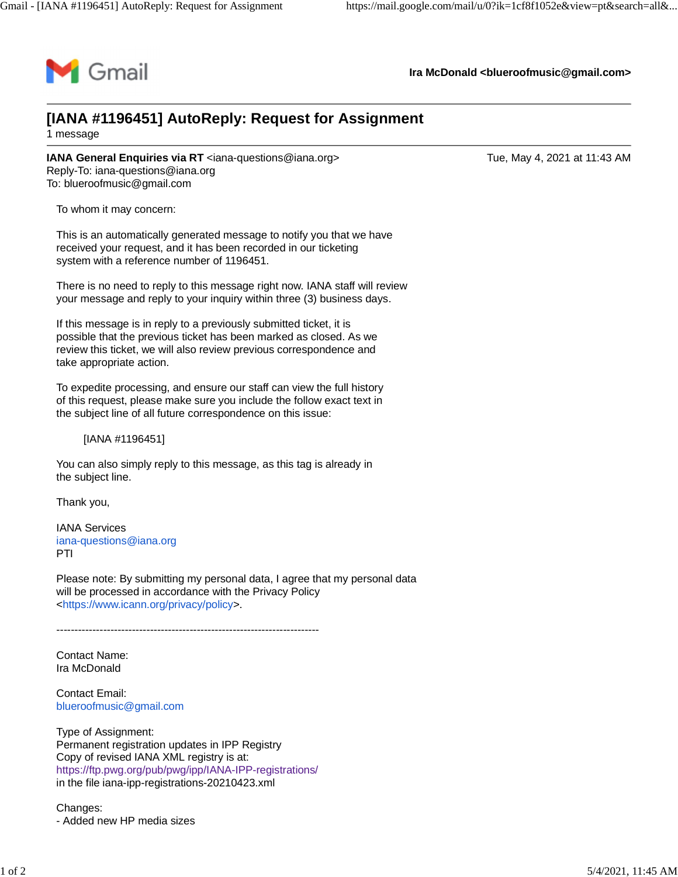Gmail

**Ira McDonald <blueroofmusic@gmail.com>**

---

# [IANA #1196451] AutoReply: Request for Assignment

1 message

---

**IANA General Enquiries via RT** <iana-questions@iana.org>  
Reply-To: iana-questions@iana.org  
To: blueroofmusic@gmail.com

Tue, May 4, 2021 at 11:43 AM

To whom it may concern:

This is an automatically generated message to notify you that we have received your request, and it has been recorded in our ticketing system with a reference number of 1196451.

There is no need to reply to this message right now. IANA staff will review your message and reply to your inquiry within three (3) business days.

If this message is in reply to a previously submitted ticket, it is possible that the previous ticket has been marked as closed. As we review this ticket, we will also review previous correspondence and take appropriate action.

To expedite processing, and ensure our staff can view the full history of this request, please make sure you include the follow exact text in the subject line of all future correspondence on this issue:

[IANA #1196451]

You can also simply reply to this message, as this tag is already in the subject line.

Thank you,

IANA Services  
iana-questions@iana.org  
PTI

Please note: By submitting my personal data, I agree that my personal data will be processed in accordance with the Privacy Policy <https://www.icann.org/privacy/policy>.

-------------------------------------------------------------------------

Contact Name:  
Ira McDonald

Contact Email:  
blueroofmusic@gmail.com

Type of Assignment:  
Permanent registration updates in IPP Registry  
Copy of revised IANA XML registry is at:  
https://ftp.pwg.org/pub/pwg/ipp/IANA-IPP-registrations/  
in the file iana-ipp-registrations-20210423.xml

Changes:  
- Added new HP media sizes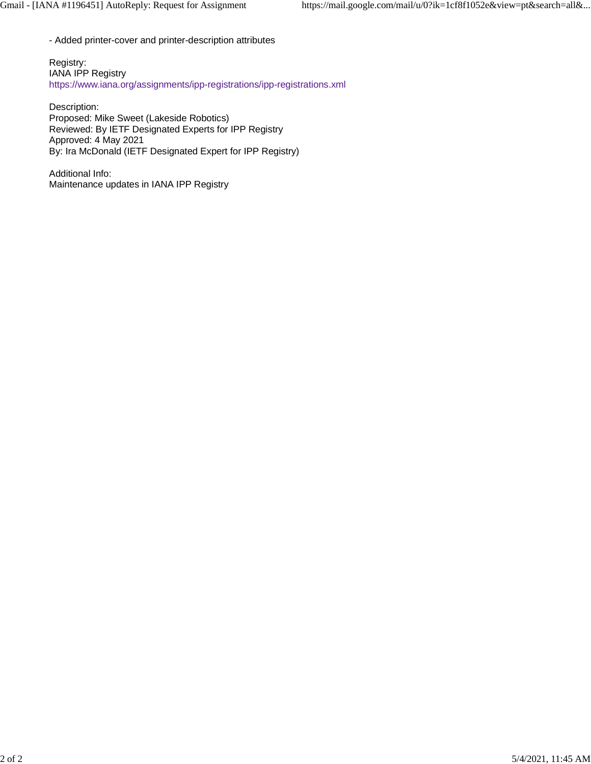- Added printer-cover and printer-description attributes

Registry:
IANA IPP Registry
https://www.iana.org/assignments/ipp-registrations/ipp-registrations.xml

Description:
Proposed: Mike Sweet (Lakeside Robotics)
Reviewed: By IETF Designated Experts for IPP Registry
Approved: 4 May 2021
By: Ira McDonald (IETF Designated Expert for IPP Registry)

Additional Info:
Maintenance updates in IANA IPP Registry